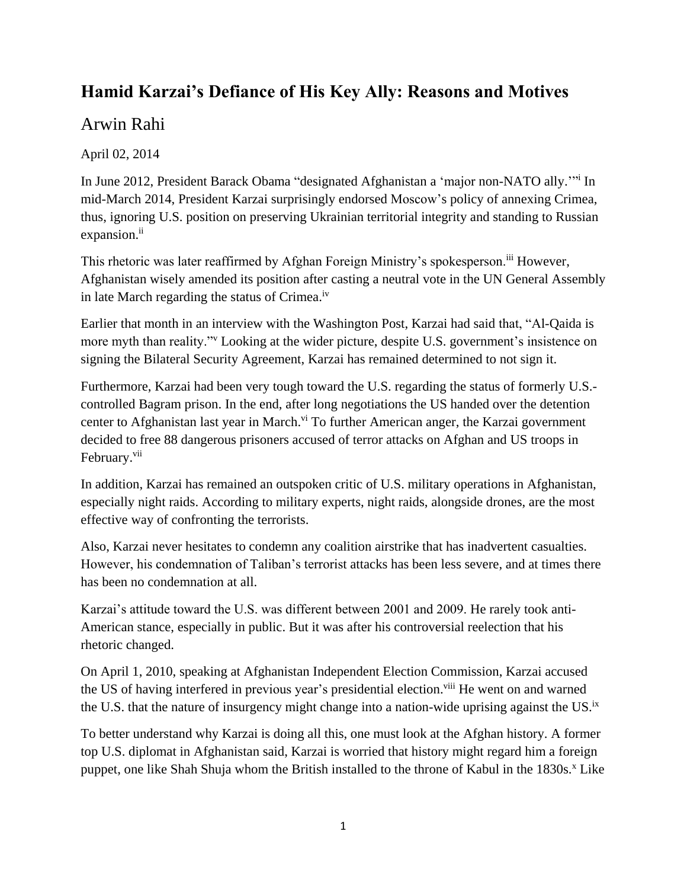# Hamid Karzai's Defiance of His Key Ally: Reasons and Motives

## Arwin Rahi

April 02, 2014

In June 2012, President Barack Obama "designated Afghanistan a 'major non-NATO ally.'"[i] In mid-March 2014, President Karzai surprisingly endorsed Moscow's policy of annexing Crimea, thus, ignoring U.S. position on preserving Ukrainian territorial integrity and standing to Russian expansion.[ii]

This rhetoric was later reaffirmed by Afghan Foreign Ministry's spokesperson.[iii] However, Afghanistan wisely amended its position after casting a neutral vote in the UN General Assembly in late March regarding the status of Crimea.[iv]

Earlier that month in an interview with the Washington Post, Karzai had said that, "Al-Qaida is more myth than reality."[v] Looking at the wider picture, despite U.S. government's insistence on signing the Bilateral Security Agreement, Karzai has remained determined to not sign it.

Furthermore, Karzai had been very tough toward the U.S. regarding the status of formerly U.S.-controlled Bagram prison. In the end, after long negotiations the US handed over the detention center to Afghanistan last year in March.[vi] To further American anger, the Karzai government decided to free 88 dangerous prisoners accused of terror attacks on Afghan and US troops in February.[vii]

In addition, Karzai has remained an outspoken critic of U.S. military operations in Afghanistan, especially night raids. According to military experts, night raids, alongside drones, are the most effective way of confronting the terrorists.

Also, Karzai never hesitates to condemn any coalition airstrike that has inadvertent casualties. However, his condemnation of Taliban's terrorist attacks has been less severe, and at times there has been no condemnation at all.

Karzai's attitude toward the U.S. was different between 2001 and 2009. He rarely took anti-American stance, especially in public. But it was after his controversial reelection that his rhetoric changed.

On April 1, 2010, speaking at Afghanistan Independent Election Commission, Karzai accused the US of having interfered in previous year's presidential election.[viii] He went on and warned the U.S. that the nature of insurgency might change into a nation-wide uprising against the US.[ix]

To better understand why Karzai is doing all this, one must look at the Afghan history. A former top U.S. diplomat in Afghanistan said, Karzai is worried that history might regard him a foreign puppet, one like Shah Shuja whom the British installed to the throne of Kabul in the 1830s.[x] Like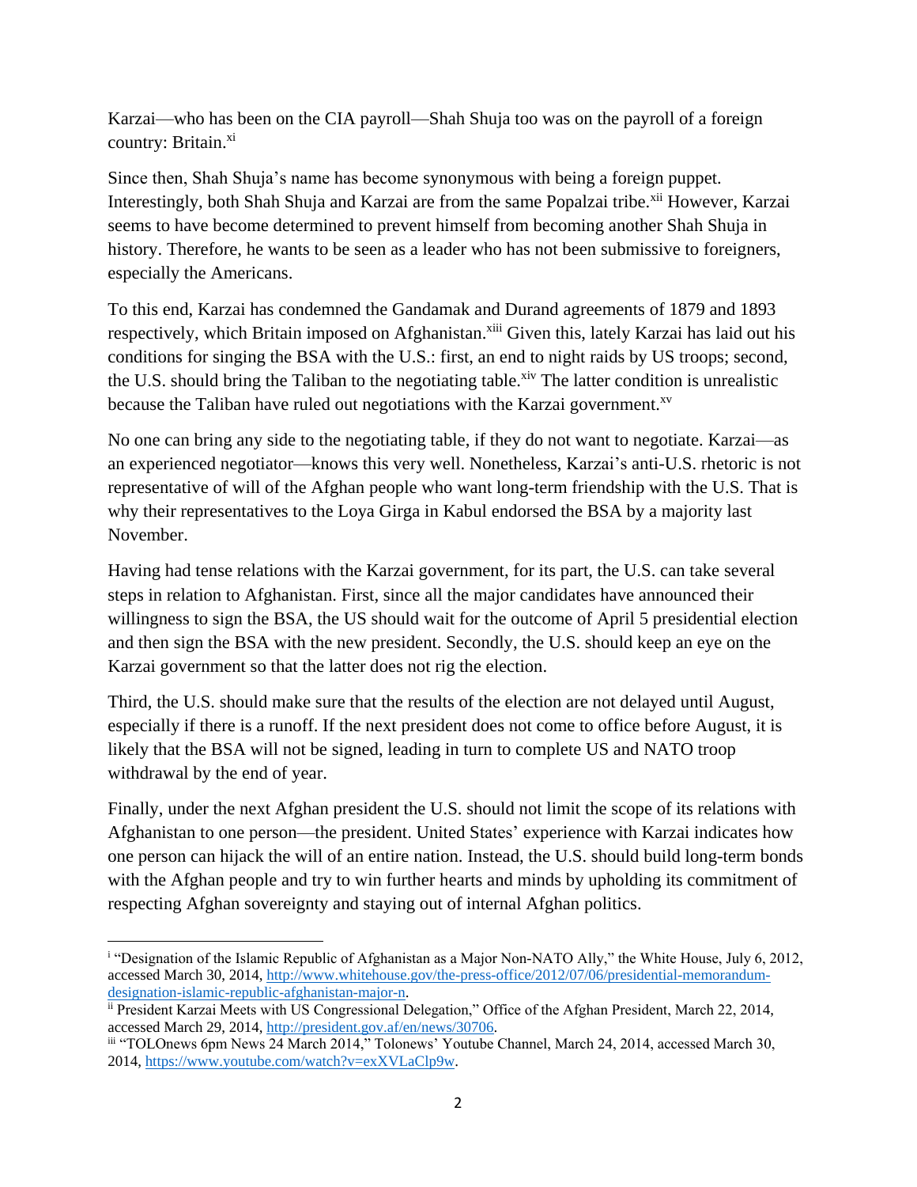Karzai—who has been on the CIA payroll—Shah Shuja too was on the payroll of a foreign country: Britain.[xi]

Since then, Shah Shuja's name has become synonymous with being a foreign puppet. Interestingly, both Shah Shuja and Karzai are from the same Popalzai tribe.[xii] However, Karzai seems to have become determined to prevent himself from becoming another Shah Shuja in history. Therefore, he wants to be seen as a leader who has not been submissive to foreigners, especially the Americans.

To this end, Karzai has condemned the Gandamak and Durand agreements of 1879 and 1893 respectively, which Britain imposed on Afghanistan.[xiii] Given this, lately Karzai has laid out his conditions for singing the BSA with the U.S.: first, an end to night raids by US troops; second, the U.S. should bring the Taliban to the negotiating table.[xiv] The latter condition is unrealistic because the Taliban have ruled out negotiations with the Karzai government.[xv]

No one can bring any side to the negotiating table, if they do not want to negotiate. Karzai—as an experienced negotiator—knows this very well. Nonetheless, Karzai's anti-U.S. rhetoric is not representative of will of the Afghan people who want long-term friendship with the U.S. That is why their representatives to the Loya Girga in Kabul endorsed the BSA by a majority last November.

Having had tense relations with the Karzai government, for its part, the U.S. can take several steps in relation to Afghanistan. First, since all the major candidates have announced their willingness to sign the BSA, the US should wait for the outcome of April 5 presidential election and then sign the BSA with the new president. Secondly, the U.S. should keep an eye on the Karzai government so that the latter does not rig the election.

Third, the U.S. should make sure that the results of the election are not delayed until August, especially if there is a runoff. If the next president does not come to office before August, it is likely that the BSA will not be signed, leading in turn to complete US and NATO troop withdrawal by the end of year.

Finally, under the next Afghan president the U.S. should not limit the scope of its relations with Afghanistan to one person—the president. United States' experience with Karzai indicates how one person can hijack the will of an entire nation. Instead, the U.S. should build long-term bonds with the Afghan people and try to win further hearts and minds by upholding its commitment of respecting Afghan sovereignty and staying out of internal Afghan politics.

---

[i] "Designation of the Islamic Republic of Afghanistan as a Major Non-NATO Ally," the White House, July 6, 2012, accessed March 30, 2014, http://www.whitehouse.gov/the-press-office/2012/07/06/presidential-memorandum-designation-islamic-republic-afghanistan-major-n.

[ii] President Karzai Meets with US Congressional Delegation," Office of the Afghan President, March 22, 2014, accessed March 29, 2014, http://president.gov.af/en/news/30706.

[iii] "TOLOnews 6pm News 24 March 2014," Tolonews' Youtube Channel, March 24, 2014, accessed March 30, 2014, https://www.youtube.com/watch?v=exXVLaClp9w.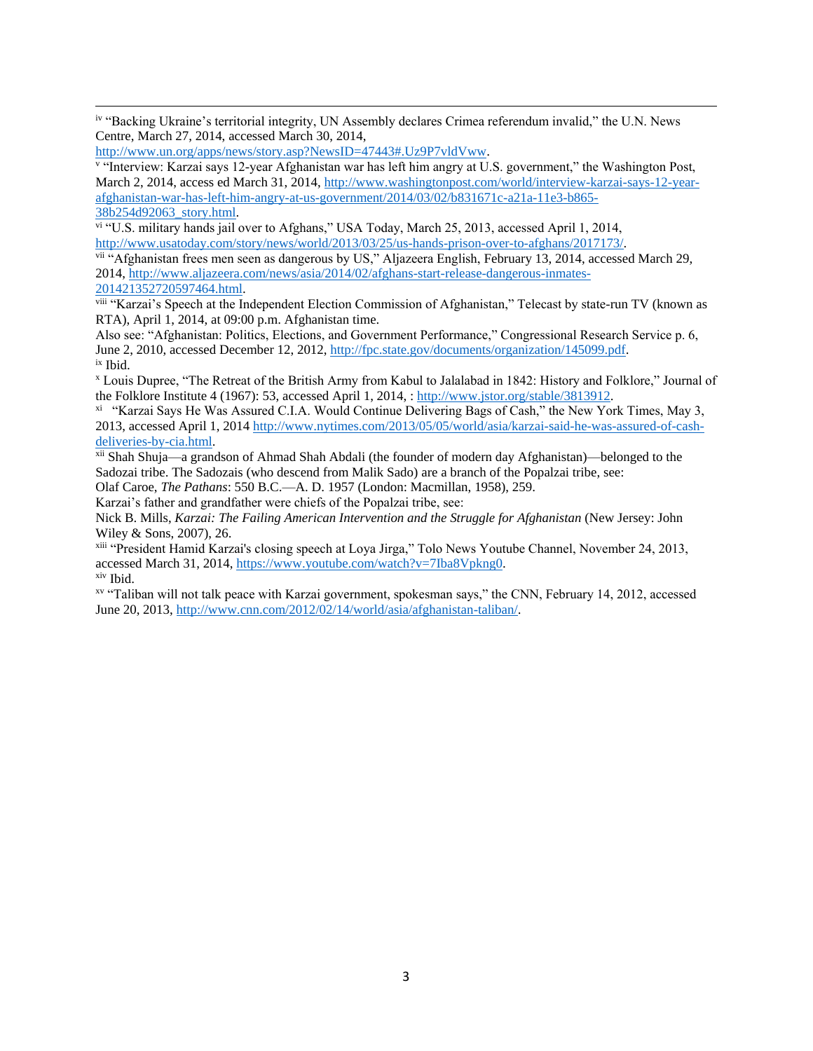[iv] "Backing Ukraine's territorial integrity, UN Assembly declares Crimea referendum invalid," the U.N. News Centre, March 27, 2014, accessed March 30, 2014, http://www.un.org/apps/news/story.asp?NewsID=47443#.Uz9P7vldVww.

[v] "Interview: Karzai says 12-year Afghanistan war has left him angry at U.S. government," the Washington Post, March 2, 2014, access ed March 31, 2014, http://www.washingtonpost.com/world/interview-karzai-says-12-year-afghanistan-war-has-left-him-angry-at-us-government/2014/03/02/b831671c-a21a-11e3-b865-38b254d92063_story.html.

[vi] "U.S. military hands jail over to Afghans," USA Today, March 25, 2013, accessed April 1, 2014, http://www.usatoday.com/story/news/world/2013/03/25/us-hands-prison-over-to-afghans/2017173/.

[vii] "Afghanistan frees men seen as dangerous by US," Aljazeera English, February 13, 2014, accessed March 29, 2014, http://www.aljazeera.com/news/asia/2014/02/afghans-start-release-dangerous-inmates-201421352720597464.html.

[viii] "Karzai's Speech at the Independent Election Commission of Afghanistan," Telecast by state-run TV (known as RTA), April 1, 2014, at 09:00 p.m. Afghanistan time.

Also see: "Afghanistan: Politics, Elections, and Government Performance," Congressional Research Service p. 6, June 2, 2010, accessed December 12, 2012, http://fpc.state.gov/documents/organization/145099.pdf.

[ix] Ibid.

[x] Louis Dupree, "The Retreat of the British Army from Kabul to Jalalabad in 1842: History and Folklore," Journal of the Folklore Institute 4 (1967): 53, accessed April 1, 2014, : http://www.jstor.org/stable/3813912.

[xi] "Karzai Says He Was Assured C.I.A. Would Continue Delivering Bags of Cash," the New York Times, May 3, 2013, accessed April 1, 2014 http://www.nytimes.com/2013/05/05/world/asia/karzai-said-he-was-assured-of-cash-deliveries-by-cia.html.

[xii] Shah Shuja—a grandson of Ahmad Shah Abdali (the founder of modern day Afghanistan)—belonged to the Sadozai tribe. The Sadozais (who descend from Malik Sado) are a branch of the Popalzai tribe, see:

Olaf Caroe, *The Pathans*: 550 B.C.—A. D. 1957 (London: Macmillan, 1958), 259.

Karzai's father and grandfather were chiefs of the Popalzai tribe, see:

Nick B. Mills, *Karzai: The Failing American Intervention and the Struggle for Afghanistan* (New Jersey: John Wiley & Sons, 2007), 26.

[xiii] "President Hamid Karzai's closing speech at Loya Jirga," Tolo News Youtube Channel, November 24, 2013, accessed March 31, 2014, https://www.youtube.com/watch?v=7Iba8Vpkng0.

[xiv] Ibid.

[xv] "Taliban will not talk peace with Karzai government, spokesman says," the CNN, February 14, 2012, accessed June 20, 2013, http://www.cnn.com/2012/02/14/world/asia/afghanistan-taliban/.